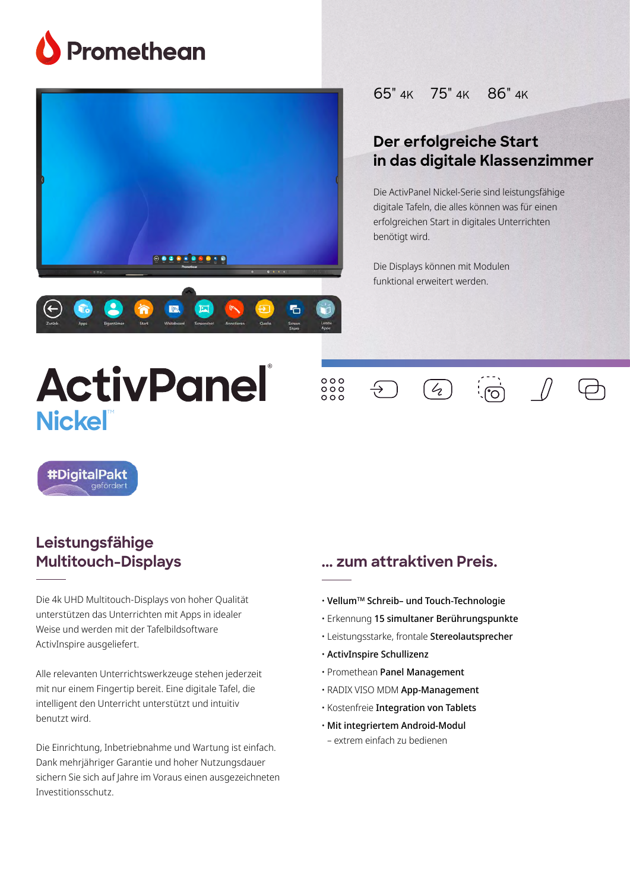# Promethean

65" 4K 75" 4K 86" 4K

## Der erfolgreiche Start in das digitale Klassenzimmer

Die ActivPanel Nickel-Serie sind leistungsfähige digitale Tafeln, die alles können was für einen erfolgreichen Start in digitales Unterrichten benötigt wird.

Die Displays können mit Modulen funktional erweitert werden.

# ActivPanel® Nickel™

#DigitalPakt gefördert

## Leistungsfähige Multitouch-Displays

Die 4k UHD Multitouch-Displays von hoher Qualität unterstützen das Unterrichten mit Apps in idealer Weise und werden mit der Tafelbildsoftware ActivInspire ausgeliefert.

Alle relevanten Unterrichtswerkzeuge stehen jederzeit mit nur einem Fingertip bereit. Eine digitale Tafel, die intelligent den Unterricht unterstützt und intuitiv benutzt wird.

Die Einrichtung, Inbetriebnahme und Wartung ist einfach. Dank mehrjähriger Garantie und hoher Nutzungsdauer sichern Sie sich auf Jahre im Voraus einen ausgezeichneten Investitionsschutz.

## ... zum attraktiven Preis.

- **Vellum™ Schreib– und Touch-Technologie**
- Erkennung **15 simultaner Berührungspunkte**
- Leistungsstarke, frontale **Stereolautsprecher**
- **ActivInspire Schullizenz**
- Promethean **Panel Management**
- RADIX VISO MDM **App-Management**
- Kostenfreie **Integration von Tablets**
- **Mit integriertem Android-Modul**
  – extrem einfach zu bedienen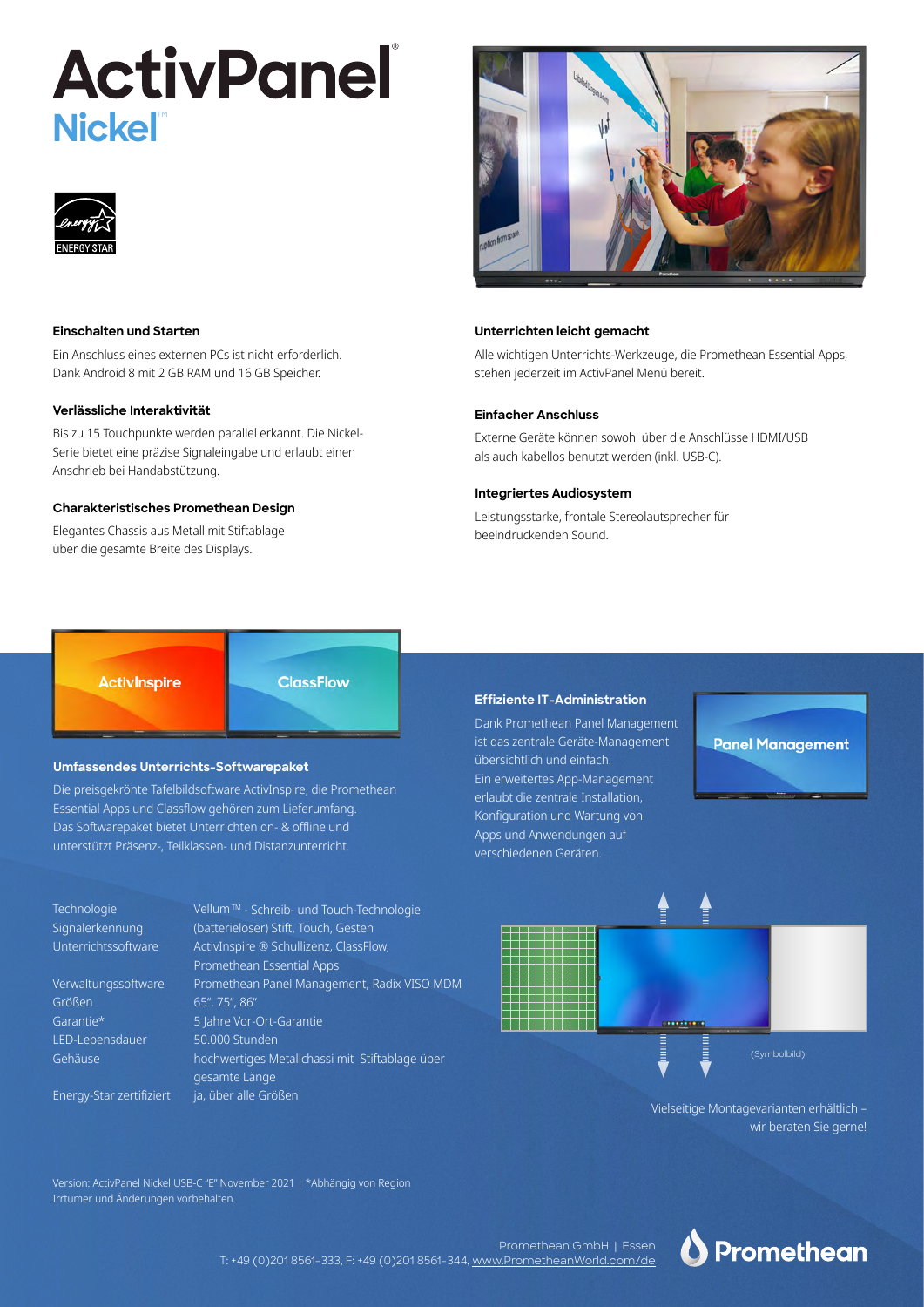# ActivPanel® Nickel™

ENERGY STAR

### Einschalten und Starten

Ein Anschluss eines externen PCs ist nicht erforderlich. Dank Android 8 mit 2 GB RAM und 16 GB Speicher.

### Verlässliche Interaktivität

Bis zu 15 Touchpunkte werden parallel erkannt. Die Nickel-Serie bietet eine präzise Signaleingabe und erlaubt einen Anschrieb bei Handabstützung.

### Charakteristisches Promethean Design

Elegantes Chassis aus Metall mit Stiftablage über die gesamte Breite des Displays.

### Unterrichten leicht gemacht

Alle wichtigen Unterrichts-Werkzeuge, die Promethean Essential Apps, stehen jederzeit im ActivPanel Menü bereit.

### Einfacher Anschluss

Externe Geräte können sowohl über die Anschlüsse HDMI/USB als auch kabellos benutzt werden (inkl. USB-C).

### Integriertes Audiosystem

Leistungsstarke, frontale Stereolautsprecher für beeindruckenden Sound.

ActivInspire

ClassFlow

### Umfassendes Unterrichts-Softwarepaket

Die preisgekrönte Tafelbildsoftware ActivInspire, die Promethean Essential Apps und Classflow gehören zum Lieferumfang. Das Softwarepaket bietet Unterrichten on- & offline und unterstützt Präsenz-, Teilklassen- und Distanzunterricht.

### Effiziente IT-Administration

Dank Promethean Panel Management ist das zentrale Geräte-Management übersichtlich und einfach. Ein erweitertes App-Management erlaubt die zentrale Installation, Konfiguration und Wartung von Apps und Anwendungen auf verschiedenen Geräten.

Panel Management

| | |
|---|---|
| Technologie | Vellum™ - Schreib- und Touch-Technologie |
| Signalerkennung | (batterieloser) Stift, Touch, Gesten |
| Unterrichtssoftware | ActivInspire ® Schullizenz, ClassFlow, Promethean Essential Apps |
| Verwaltungssoftware | Promethean Panel Management, Radix VISO MDM |
| Größen | 65", 75", 86" |
| Garantie* | 5 Jahre Vor-Ort-Garantie |
| LED-Lebensdauer | 50.000 Stunden |
| Gehäuse | hochwertiges Metallchassi mit Stiftablage über gesamte Länge |
| Energy-Star zertifiziert | ja, über alle Größen |

(Symbolbild)

Vielseitige Montagevarianten erhältlich – wir beraten Sie gerne!

Version: ActivPanel Nickel USB-C "E" November 2021 | *Abhängig von Region
Irrtümer und Änderungen vorbehalten.

Promethean GmbH | Essen
T: +49 (0)201 8561-333, F: +49 (0)201 8561-344, www.PrometheanWorld.com/de

Promethean